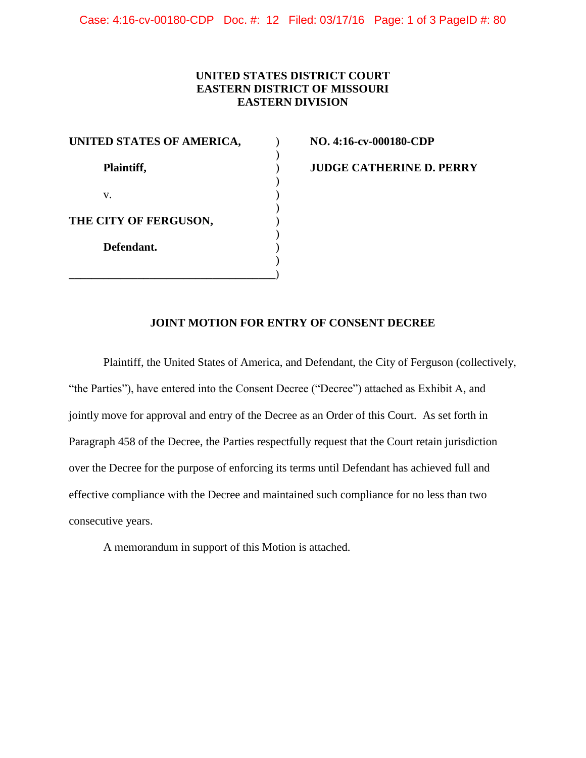**UNITED STATES DISTRICT COURT**
**EASTERN DISTRICT OF MISSOURI**
**EASTERN DIVISION**

| | | |
|---|---|---|
| **UNITED STATES OF AMERICA,** | ) | **NO. 4:16-cv-000180-CDP** |
| **Plaintiff,** | ) | **JUDGE CATHERINE D. PERRY** |
| v. | ) | |
| **THE CITY OF FERGUSON,** | ) | |
| **Defendant.** | ) | |

**JOINT MOTION FOR ENTRY OF CONSENT DECREE**

Plaintiff, the United States of America, and Defendant, the City of Ferguson (collectively, "the Parties"), have entered into the Consent Decree ("Decree") attached as Exhibit A, and jointly move for approval and entry of the Decree as an Order of this Court. As set forth in Paragraph 458 of the Decree, the Parties respectfully request that the Court retain jurisdiction over the Decree for the purpose of enforcing its terms until Defendant has achieved full and effective compliance with the Decree and maintained such compliance for no less than two consecutive years.

A memorandum in support of this Motion is attached.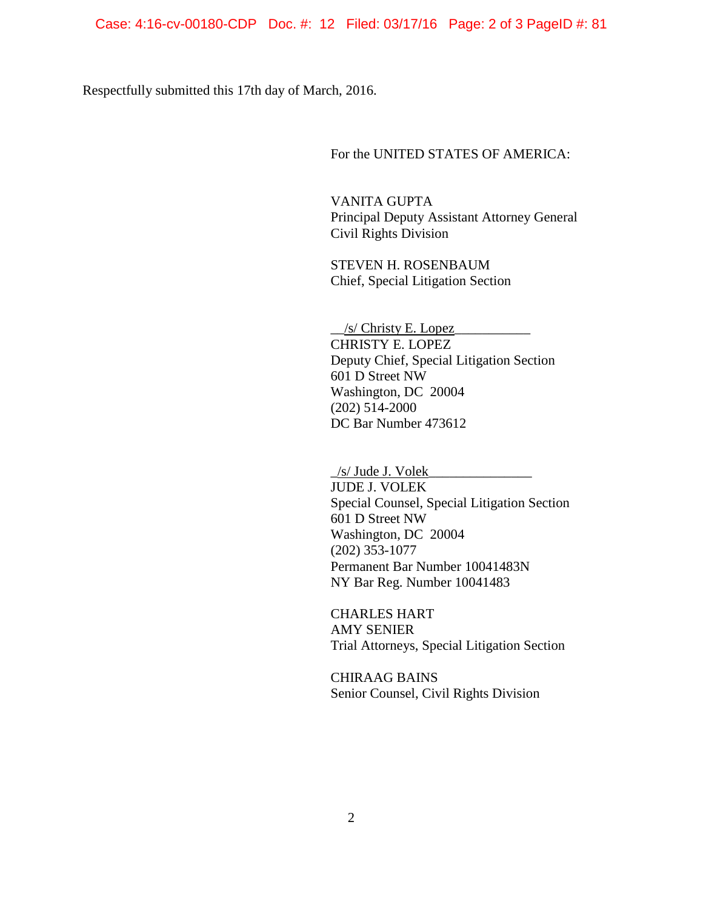Respectfully submitted this 17th day of March, 2016.

For the UNITED STATES OF AMERICA:

VANITA GUPTA
Principal Deputy Assistant Attorney General
Civil Rights Division

STEVEN H. ROSENBAUM
Chief, Special Litigation Section

/s/ Christy E. Lopez
CHRISTY E. LOPEZ
Deputy Chief, Special Litigation Section
601 D Street NW
Washington, DC 20004
(202) 514-2000
DC Bar Number 473612

/s/ Jude J. Volek
JUDE J. VOLEK
Special Counsel, Special Litigation Section
601 D Street NW
Washington, DC 20004
(202) 353-1077
Permanent Bar Number 10041483N
NY Bar Reg. Number 10041483

CHARLES HART
AMY SENIER
Trial Attorneys, Special Litigation Section

CHIRAAG BAINS
Senior Counsel, Civil Rights Division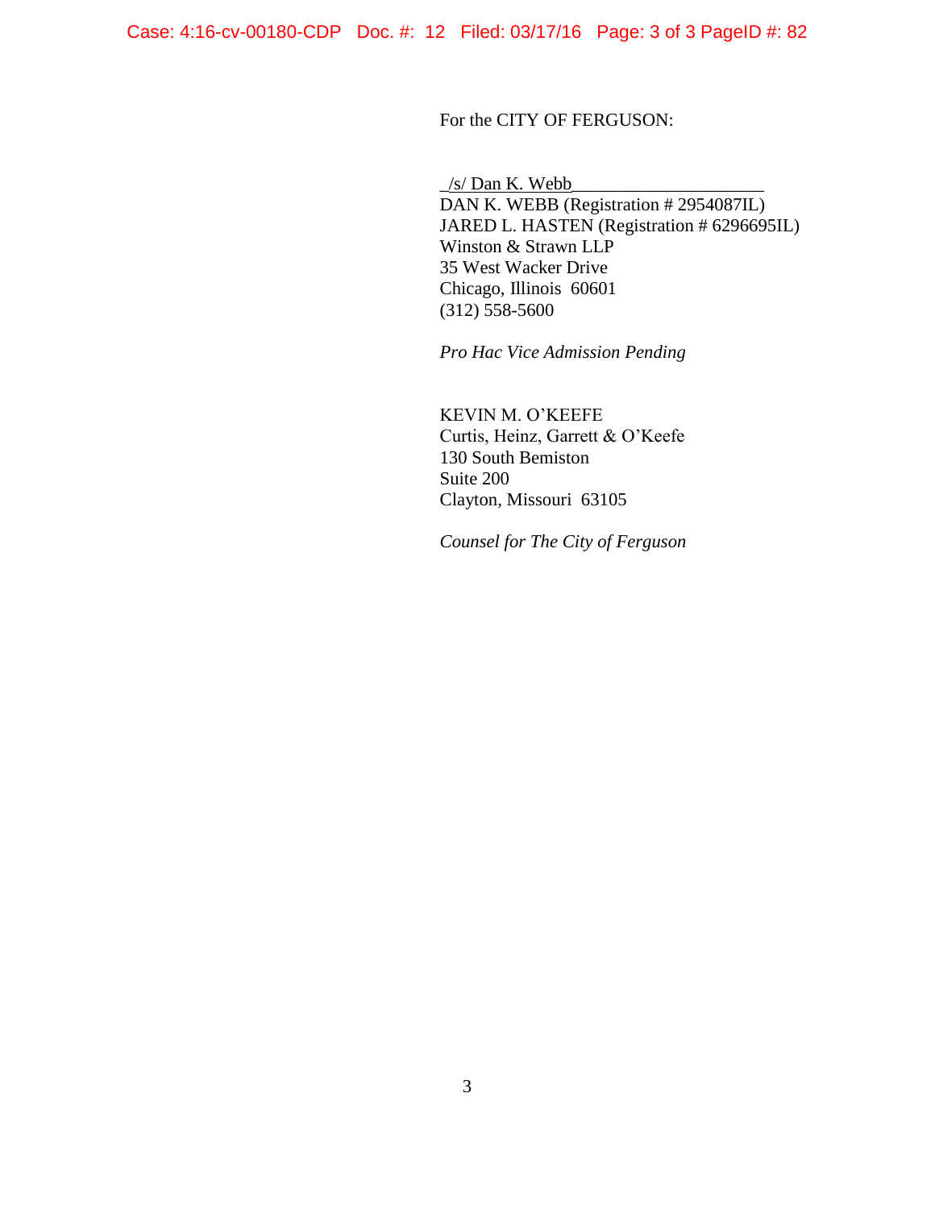For the CITY OF FERGUSON:

_/s/ Dan K. Webb_____________________
DAN K. WEBB (Registration # 2954087IL)
JARED L. HASTEN (Registration # 6296695IL)
Winston & Strawn LLP
35 West Wacker Drive
Chicago, Illinois 60601
(312) 558-5600

*Pro Hac Vice Admission Pending*

KEVIN M. O'KEEFE
Curtis, Heinz, Garrett & O'Keefe
130 South Bemiston
Suite 200
Clayton, Missouri 63105

*Counsel for The City of Ferguson*